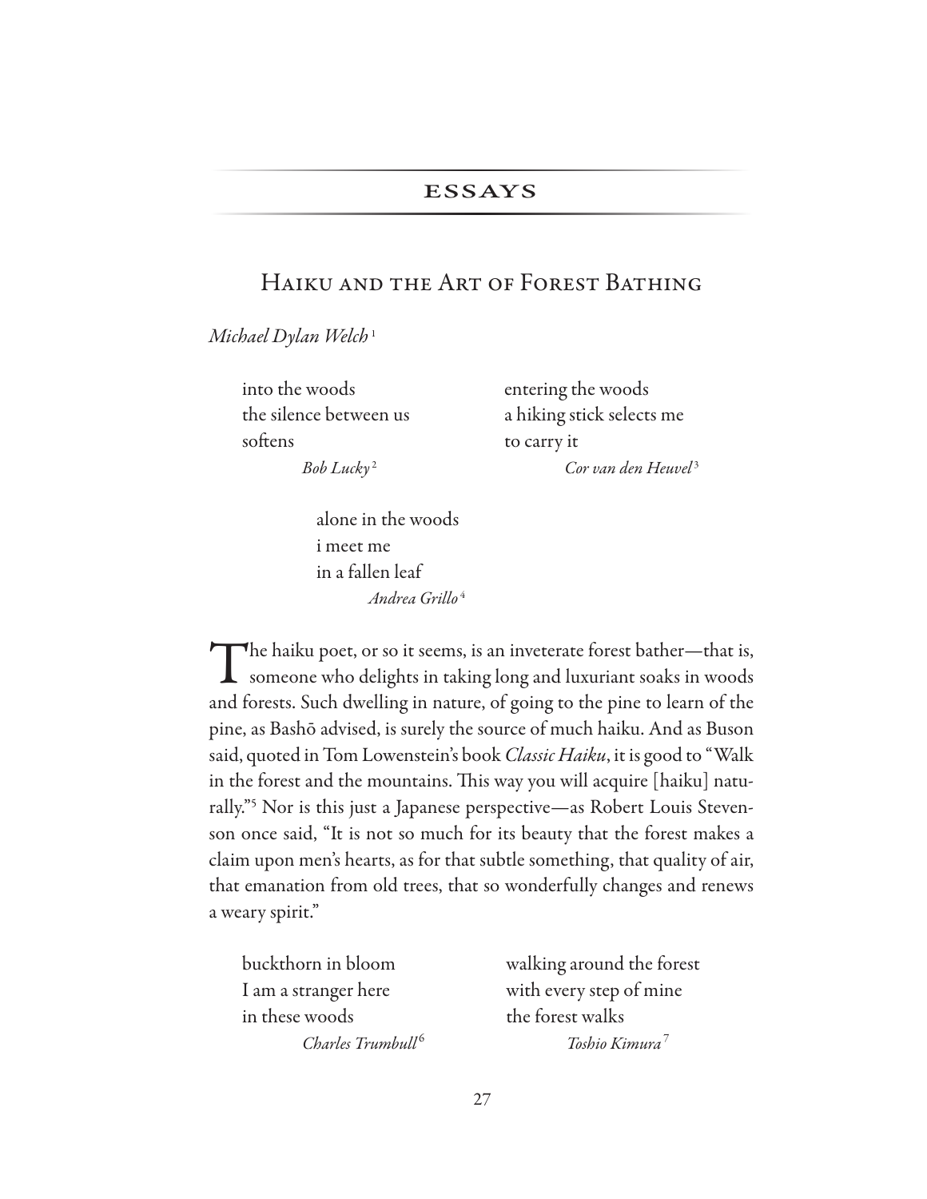## ESSAYS

# Haiku and the Art of Forest Bathing

*Michael Dylan Welch* [1]

into the woods  
the silence between us  
softens  
*Bob Lucky* [2]

entering the woods  
a hiking stick selects me  
to carry it  
*Cor van den Heuvel* [3]

alone in the woods  
i meet me  
in a fallen leaf  
*Andrea Grillo* [4]

The haiku poet, or so it seems, is an inveterate forest bather—that is, someone who delights in taking long and luxuriant soaks in woods and forests. Such dwelling in nature, of going to the pine to learn of the pine, as Bashō advised, is surely the source of much haiku. And as Buson said, quoted in Tom Lowenstein's book *Classic Haiku*, it is good to "Walk in the forest and the mountains. This way you will acquire [haiku] naturally."[5] Nor is this just a Japanese perspective—as Robert Louis Stevenson once said, "It is not so much for its beauty that the forest makes a claim upon men's hearts, as for that subtle something, that quality of air, that emanation from old trees, that so wonderfully changes and renews a weary spirit."

buckthorn in bloom  
I am a stranger here  
in these woods  
*Charles Trumbull* [6]

walking around the forest  
with every step of mine  
the forest walks  
*Toshio Kimura* [7]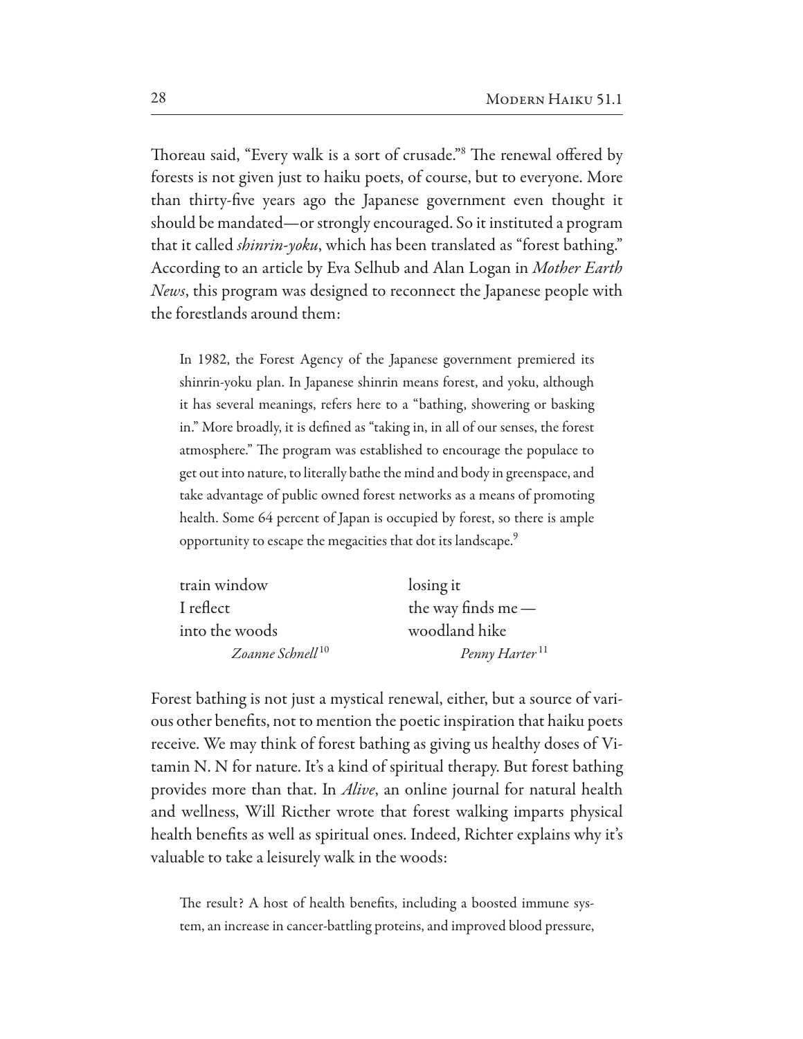Thoreau said, "Every walk is a sort of crusade."[8] The renewal offered by forests is not given just to haiku poets, of course, but to everyone. More than thirty-five years ago the Japanese government even thought it should be mandated—or strongly encouraged. So it instituted a program that it called *shinrin-yoku*, which has been translated as "forest bathing." According to an article by Eva Selhub and Alan Logan in *Mother Earth News*, this program was designed to reconnect the Japanese people with the forestlands around them:

> In 1982, the Forest Agency of the Japanese government premiered its shinrin-yoku plan. In Japanese shinrin means forest, and yoku, although it has several meanings, refers here to a "bathing, showering or basking in." More broadly, it is defined as "taking in, in all of our senses, the forest atmosphere." The program was established to encourage the populace to get out into nature, to literally bathe the mind and body in greenspace, and take advantage of public owned forest networks as a means of promoting health. Some 64 percent of Japan is occupied by forest, so there is ample opportunity to escape the megacities that dot its landscape.[9]

train window  
I reflect  
into the woods  
*Zoanne Schnell*[10]

losing it  
the way finds me —  
woodland hike  
*Penny Harter*[11]

Forest bathing is not just a mystical renewal, either, but a source of various other benefits, not to mention the poetic inspiration that haiku poets receive. We may think of forest bathing as giving us healthy doses of Vitamin N. N for nature. It's a kind of spiritual therapy. But forest bathing provides more than that. In *Alive*, an online journal for natural health and wellness, Will Ricther wrote that forest walking imparts physical health benefits as well as spiritual ones. Indeed, Richter explains why it's valuable to take a leisurely walk in the woods:

> The result? A host of health benefits, including a boosted immune system, an increase in cancer-battling proteins, and improved blood pressure,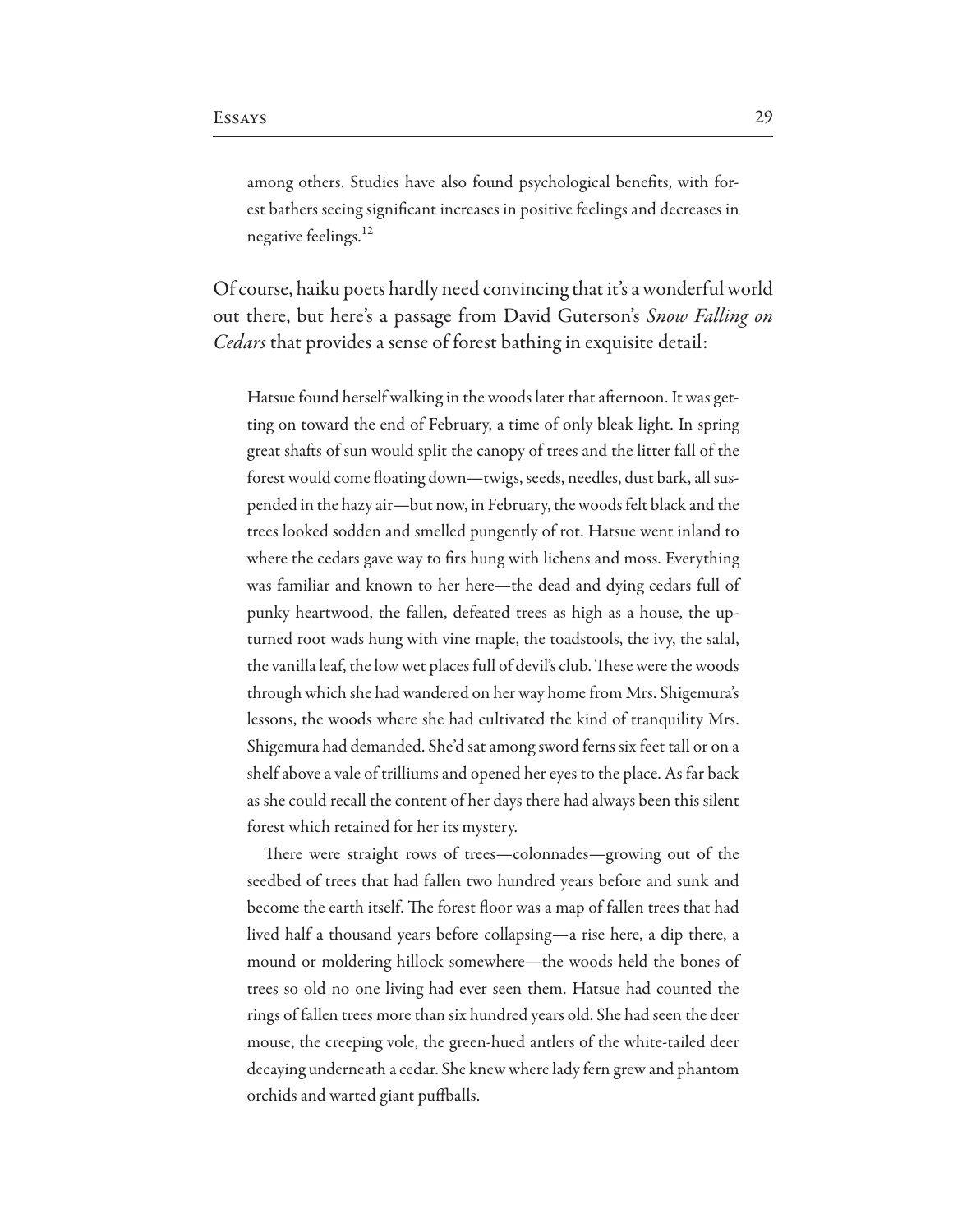among others. Studies have also found psychological benefits, with forest bathers seeing significant increases in positive feelings and decreases in negative feelings.[12]

Of course, haiku poets hardly need convincing that it's a wonderful world out there, but here's a passage from David Guterson's *Snow Falling on Cedars* that provides a sense of forest bathing in exquisite detail:

> Hatsue found herself walking in the woods later that afternoon. It was getting on toward the end of February, a time of only bleak light. In spring great shafts of sun would split the canopy of trees and the litter fall of the forest would come floating down—twigs, seeds, needles, dust bark, all suspended in the hazy air—but now, in February, the woods felt black and the trees looked sodden and smelled pungently of rot. Hatsue went inland to where the cedars gave way to firs hung with lichens and moss. Everything was familiar and known to her here—the dead and dying cedars full of punky heartwood, the fallen, defeated trees as high as a house, the upturned root wads hung with vine maple, the toadstools, the ivy, the salal, the vanilla leaf, the low wet places full of devil's club. These were the woods through which she had wandered on her way home from Mrs. Shigemura's lessons, the woods where she had cultivated the kind of tranquility Mrs. Shigemura had demanded. She'd sat among sword ferns six feet tall or on a shelf above a vale of trilliums and opened her eyes to the place. As far back as she could recall the content of her days there had always been this silent forest which retained for her its mystery.
>
> There were straight rows of trees—colonnades—growing out of the seedbed of trees that had fallen two hundred years before and sunk and become the earth itself. The forest floor was a map of fallen trees that had lived half a thousand years before collapsing—a rise here, a dip there, a mound or moldering hillock somewhere—the woods held the bones of trees so old no one living had ever seen them. Hatsue had counted the rings of fallen trees more than six hundred years old. She had seen the deer mouse, the creeping vole, the green-hued antlers of the white-tailed deer decaying underneath a cedar. She knew where lady fern grew and phantom orchids and warted giant puffballs.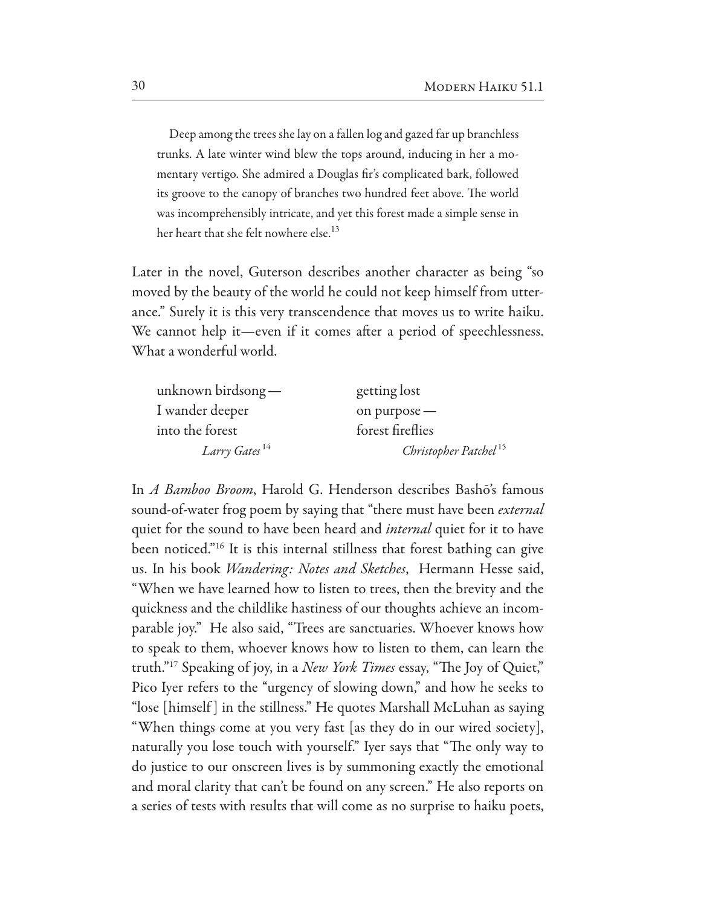> Deep among the trees she lay on a fallen log and gazed far up branchless trunks. A late winter wind blew the tops around, inducing in her a momentary vertigo. She admired a Douglas fir's complicated bark, followed its groove to the canopy of branches two hundred feet above. The world was incomprehensibly intricate, and yet this forest made a simple sense in her heart that she felt nowhere else.[13]

Later in the novel, Guterson describes another character as being "so moved by the beauty of the world he could not keep himself from utterance." Surely it is this very transcendence that moves us to write haiku. We cannot help it—even if it comes after a period of speechlessness. What a wonderful world.

unknown birdsong—
I wander deeper
into the forest

*Larry Gates*[14]

getting lost
on purpose—
forest fireflies

*Christopher Patchel*[15]

In *A Bamboo Broom*, Harold G. Henderson describes Bashō's famous sound-of-water frog poem by saying that "there must have been *external* quiet for the sound to have been heard and *internal* quiet for it to have been noticed."[16] It is this internal stillness that forest bathing can give us. In his book *Wandering: Notes and Sketches*, Hermann Hesse said, "When we have learned how to listen to trees, then the brevity and the quickness and the childlike hastiness of our thoughts achieve an incomparable joy." He also said, "Trees are sanctuaries. Whoever knows how to speak to them, whoever knows how to listen to them, can learn the truth."[17] Speaking of joy, in a *New York Times* essay, "The Joy of Quiet," Pico Iyer refers to the "urgency of slowing down," and how he seeks to "lose [himself] in the stillness." He quotes Marshall McLuhan as saying "When things come at you very fast [as they do in our wired society], naturally you lose touch with yourself." Iyer says that "The only way to do justice to our onscreen lives is by summoning exactly the emotional and moral clarity that can't be found on any screen." He also reports on a series of tests with results that will come as no surprise to haiku poets,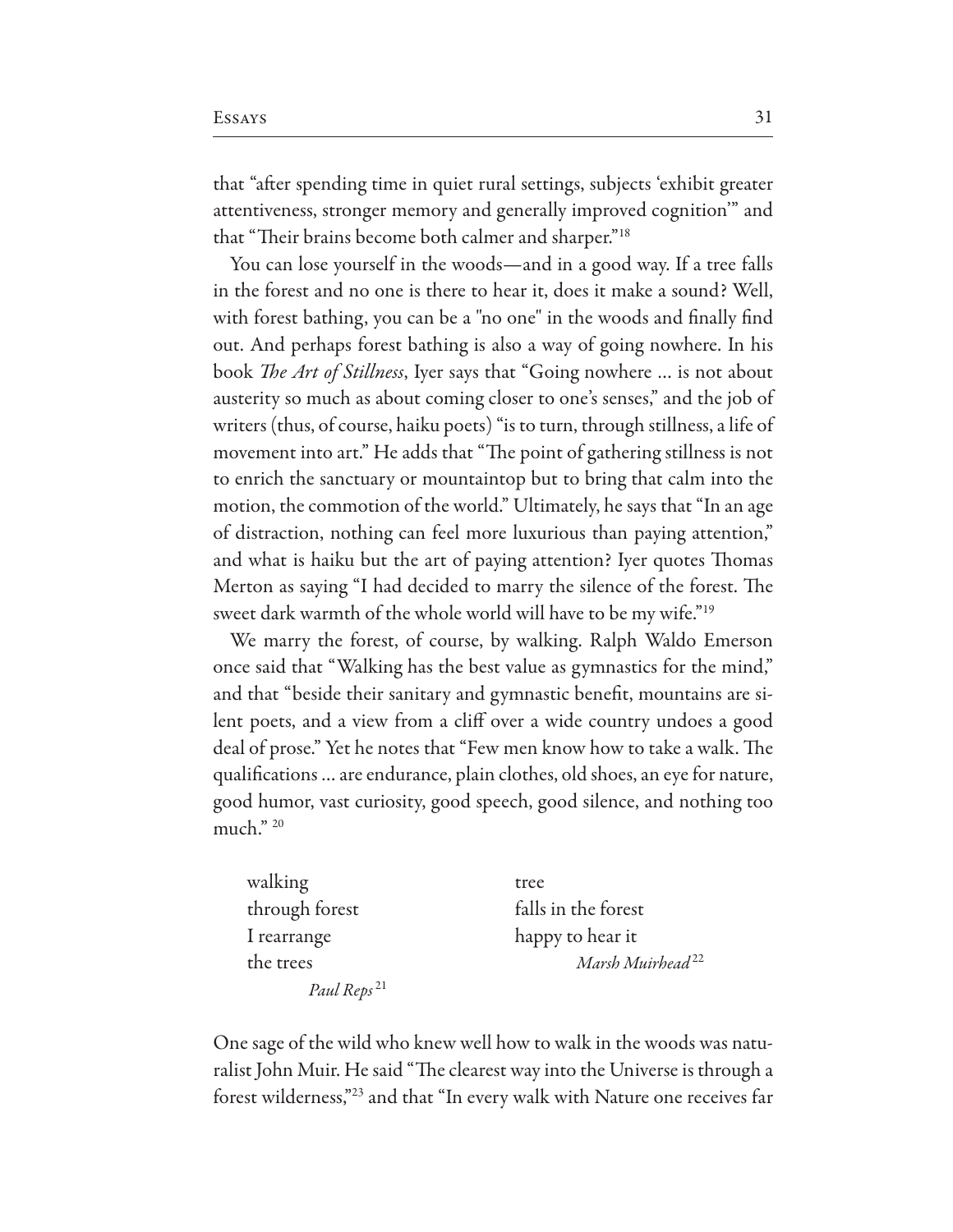that "after spending time in quiet rural settings, subjects 'exhibit greater attentiveness, stronger memory and generally improved cognition'" and that "Their brains become both calmer and sharper."[18]

You can lose yourself in the woods—and in a good way. If a tree falls in the forest and no one is there to hear it, does it make a sound? Well, with forest bathing, you can be a "no one" in the woods and finally find out. And perhaps forest bathing is also a way of going nowhere. In his book *The Art of Stillness*, Iyer says that "Going nowhere ... is not about austerity so much as about coming closer to one's senses," and the job of writers (thus, of course, haiku poets) "is to turn, through stillness, a life of movement into art." He adds that "The point of gathering stillness is not to enrich the sanctuary or mountaintop but to bring that calm into the motion, the commotion of the world." Ultimately, he says that "In an age of distraction, nothing can feel more luxurious than paying attention," and what is haiku but the art of paying attention? Iyer quotes Thomas Merton as saying "I had decided to marry the silence of the forest. The sweet dark warmth of the whole world will have to be my wife."[19]

We marry the forest, of course, by walking. Ralph Waldo Emerson once said that "Walking has the best value as gymnastics for the mind," and that "beside their sanitary and gymnastic benefit, mountains are silent poets, and a view from a cliff over a wide country undoes a good deal of prose." Yet he notes that "Few men know how to take a walk. The qualifications ... are endurance, plain clothes, old shoes, an eye for nature, good humor, vast curiosity, good speech, good silence, and nothing too much." [20]

walking
through forest
I rearrange
the trees

*Paul Reps*[21]

tree
falls in the forest
happy to hear it

*Marsh Muirhead*[22]

One sage of the wild who knew well how to walk in the woods was naturalist John Muir. He said "The clearest way into the Universe is through a forest wilderness,"[23] and that "In every walk with Nature one receives far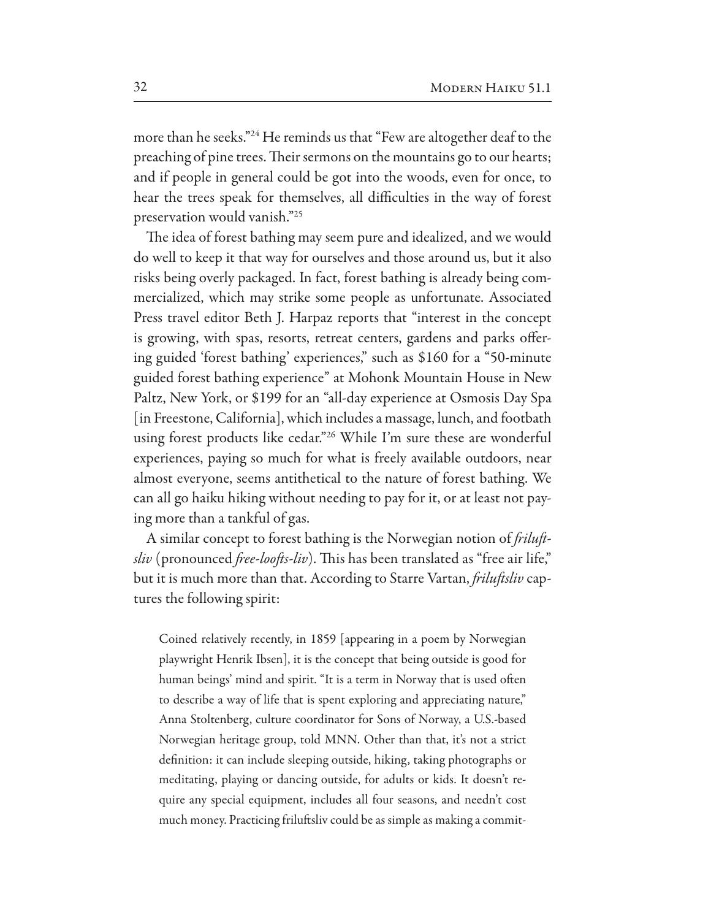more than he seeks."[24] He reminds us that "Few are altogether deaf to the preaching of pine trees. Their sermons on the mountains go to our hearts; and if people in general could be got into the woods, even for once, to hear the trees speak for themselves, all difficulties in the way of forest preservation would vanish."[25]

The idea of forest bathing may seem pure and idealized, and we would do well to keep it that way for ourselves and those around us, but it also risks being overly packaged. In fact, forest bathing is already being commercialized, which may strike some people as unfortunate. Associated Press travel editor Beth J. Harpaz reports that "interest in the concept is growing, with spas, resorts, retreat centers, gardens and parks offering guided 'forest bathing' experiences," such as $160 for a "50-minute guided forest bathing experience" at Mohonk Mountain House in New Paltz, New York, or $199 for an "all-day experience at Osmosis Day Spa [in Freestone, California], which includes a massage, lunch, and footbath using forest products like cedar."[26] While I'm sure these are wonderful experiences, paying so much for what is freely available outdoors, near almost everyone, seems antithetical to the nature of forest bathing. We can all go haiku hiking without needing to pay for it, or at least not paying more than a tankful of gas.

A similar concept to forest bathing is the Norwegian notion of *friluftsliv* (pronounced *free-loofts-liv*). This has been translated as "free air life," but it is much more than that. According to Starre Vartan, *friluftsliv* captures the following spirit:

> Coined relatively recently, in 1859 [appearing in a poem by Norwegian playwright Henrik Ibsen], it is the concept that being outside is good for human beings' mind and spirit. "It is a term in Norway that is used often to describe a way of life that is spent exploring and appreciating nature," Anna Stoltenberg, culture coordinator for Sons of Norway, a U.S.-based Norwegian heritage group, told MNN. Other than that, it's not a strict definition: it can include sleeping outside, hiking, taking photographs or meditating, playing or dancing outside, for adults or kids. It doesn't require any special equipment, includes all four seasons, and needn't cost much money. Practicing friluftsliv could be as simple as making a commit-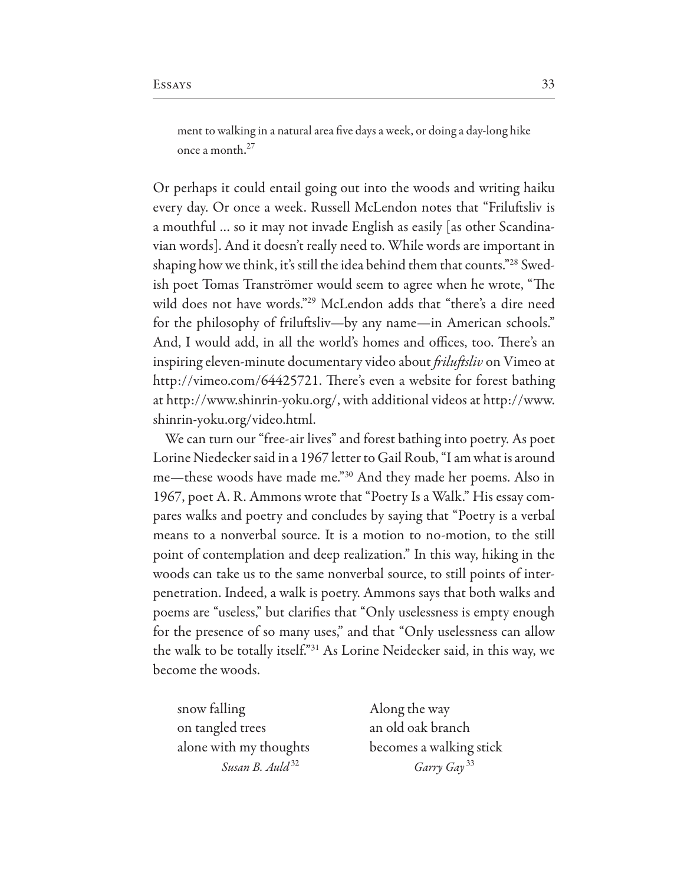ment to walking in a natural area five days a week, or doing a day-long hike once a month.[27]

Or perhaps it could entail going out into the woods and writing haiku every day. Or once a week. Russell McLendon notes that "Friluftsliv is a mouthful … so it may not invade English as easily [as other Scandinavian words]. And it doesn't really need to. While words are important in shaping how we think, it's still the idea behind them that counts."[28] Swedish poet Tomas Tranströmer would seem to agree when he wrote, "The wild does not have words."[29] McLendon adds that "there's a dire need for the philosophy of friluftsliv—by any name—in American schools." And, I would add, in all the world's homes and offices, too. There's an inspiring eleven-minute documentary video about *friluftsliv* on Vimeo at http://vimeo.com/64425721. There's even a website for forest bathing at http://www.shinrin-yoku.org/, with additional videos at http://www.shinrin-yoku.org/video.html.

We can turn our "free-air lives" and forest bathing into poetry. As poet Lorine Niedecker said in a 1967 letter to Gail Roub, "I am what is around me—these woods have made me."[30] And they made her poems. Also in 1967, poet A. R. Ammons wrote that "Poetry Is a Walk." His essay compares walks and poetry and concludes by saying that "Poetry is a verbal means to a nonverbal source. It is a motion to no-motion, to the still point of contemplation and deep realization." In this way, hiking in the woods can take us to the same nonverbal source, to still points of interpenetration. Indeed, a walk is poetry. Ammons says that both walks and poems are "useless," but clarifies that "Only uselessness is empty enough for the presence of so many uses," and that "Only uselessness can allow the walk to be totally itself."[31] As Lorine Neidecker said, in this way, we become the woods.

snow falling
on tangled trees
alone with my thoughts
*Susan B. Auld*[32]

Along the way
an old oak branch
becomes a walking stick
*Garry Gay*[33]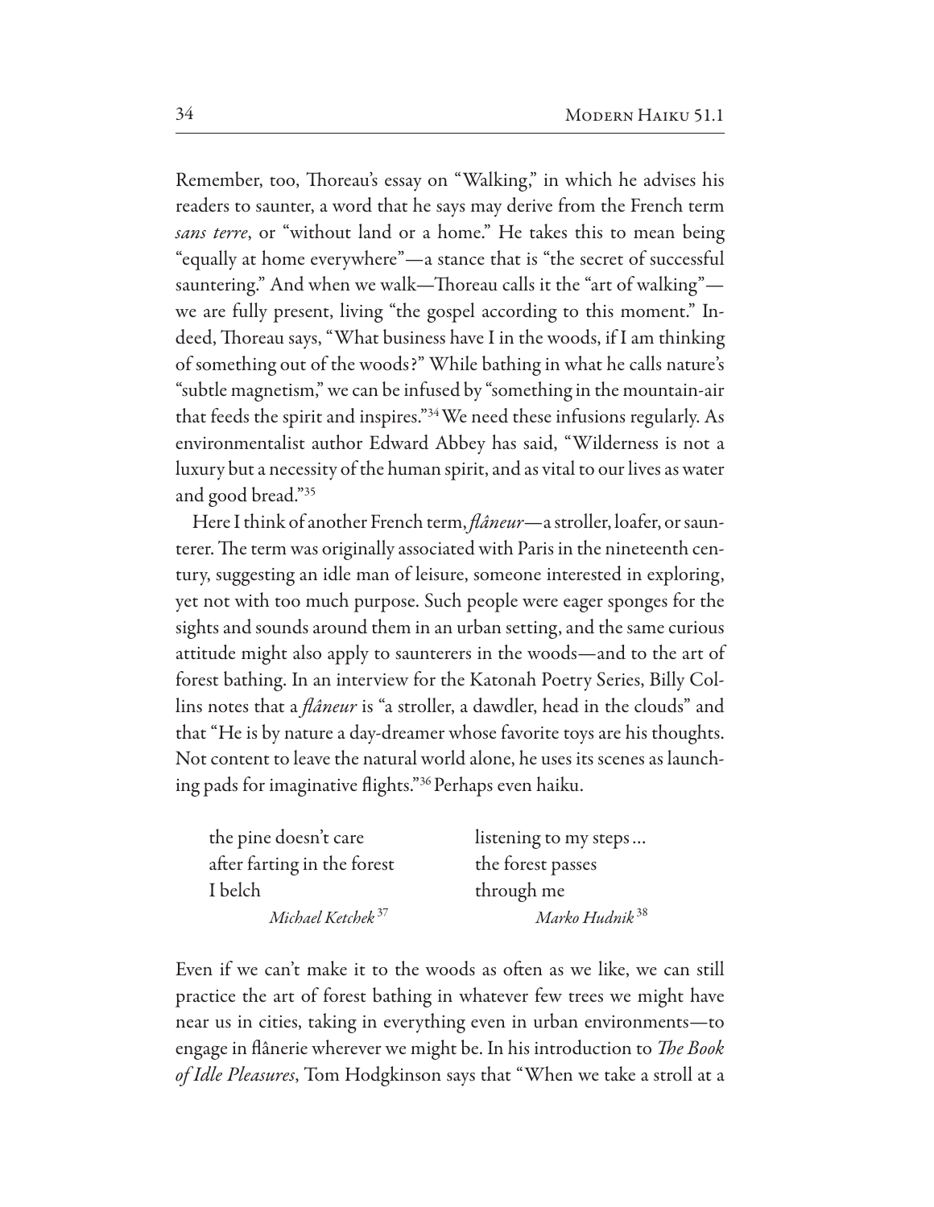Remember, too, Thoreau's essay on "Walking," in which he advises his readers to saunter, a word that he says may derive from the French term *sans terre*, or "without land or a home." He takes this to mean being "equally at home everywhere"—a stance that is "the secret of successful sauntering." And when we walk—Thoreau calls it the "art of walking"—we are fully present, living "the gospel according to this moment." Indeed, Thoreau says, "What business have I in the woods, if I am thinking of something out of the woods?" While bathing in what he calls nature's "subtle magnetism," we can be infused by "something in the mountain-air that feeds the spirit and inspires."[34] We need these infusions regularly. As environmentalist author Edward Abbey has said, "Wilderness is not a luxury but a necessity of the human spirit, and as vital to our lives as water and good bread."[35]

Here I think of another French term, *flâneur*—a stroller, loafer, or saunterer. The term was originally associated with Paris in the nineteenth century, suggesting an idle man of leisure, someone interested in exploring, yet not with too much purpose. Such people were eager sponges for the sights and sounds around them in an urban setting, and the same curious attitude might also apply to saunterers in the woods—and to the art of forest bathing. In an interview for the Katonah Poetry Series, Billy Collins notes that a *flâneur* is "a stroller, a dawdler, head in the clouds" and that "He is by nature a day-dreamer whose favorite toys are his thoughts. Not content to leave the natural world alone, he uses its scenes as launching pads for imaginative flights."[36] Perhaps even haiku.

the pine doesn't care
after farting in the forest
I belch

*Michael Ketchek*[37]

listening to my steps …
the forest passes
through me

*Marko Hudnik*[38]

Even if we can't make it to the woods as often as we like, we can still practice the art of forest bathing in whatever few trees we might have near us in cities, taking in everything even in urban environments—to engage in flânerie wherever we might be. In his introduction to *The Book of Idle Pleasures*, Tom Hodgkinson says that "When we take a stroll at a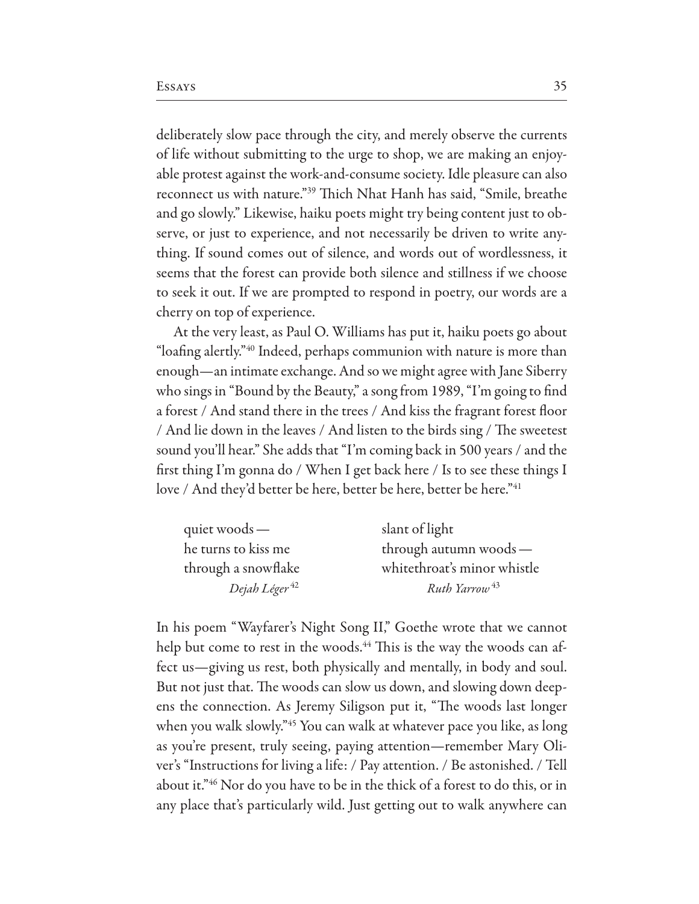deliberately slow pace through the city, and merely observe the currents of life without submitting to the urge to shop, we are making an enjoyable protest against the work-and-consume society. Idle pleasure can also reconnect us with nature."[39] Thich Nhat Hanh has said, "Smile, breathe and go slowly." Likewise, haiku poets might try being content just to observe, or just to experience, and not necessarily be driven to write anything. If sound comes out of silence, and words out of wordlessness, it seems that the forest can provide both silence and stillness if we choose to seek it out. If we are prompted to respond in poetry, our words are a cherry on top of experience.

At the very least, as Paul O. Williams has put it, haiku poets go about "loafing alertly."[40] Indeed, perhaps communion with nature is more than enough—an intimate exchange. And so we might agree with Jane Siberry who sings in "Bound by the Beauty," a song from 1989, "I'm going to find a forest / And stand there in the trees / And kiss the fragrant forest floor / And lie down in the leaves / And listen to the birds sing / The sweetest sound you'll hear." She adds that "I'm coming back in 500 years / and the first thing I'm gonna do / When I get back here / Is to see these things I love / And they'd better be here, better be here, better be here."[41]

quiet woods —
he turns to kiss me
through a snowflake
*Dejah Léger*[42]

slant of light
through autumn woods —
whitethroat's minor whistle
*Ruth Yarrow*[43]

In his poem "Wayfarer's Night Song II," Goethe wrote that we cannot help but come to rest in the woods.[44] This is the way the woods can affect us—giving us rest, both physically and mentally, in body and soul. But not just that. The woods can slow us down, and slowing down deepens the connection. As Jeremy Siligson put it, "The woods last longer when you walk slowly."[45] You can walk at whatever pace you like, as long as you're present, truly seeing, paying attention—remember Mary Oliver's "Instructions for living a life: / Pay attention. / Be astonished. / Tell about it."[46] Nor do you have to be in the thick of a forest to do this, or in any place that's particularly wild. Just getting out to walk anywhere can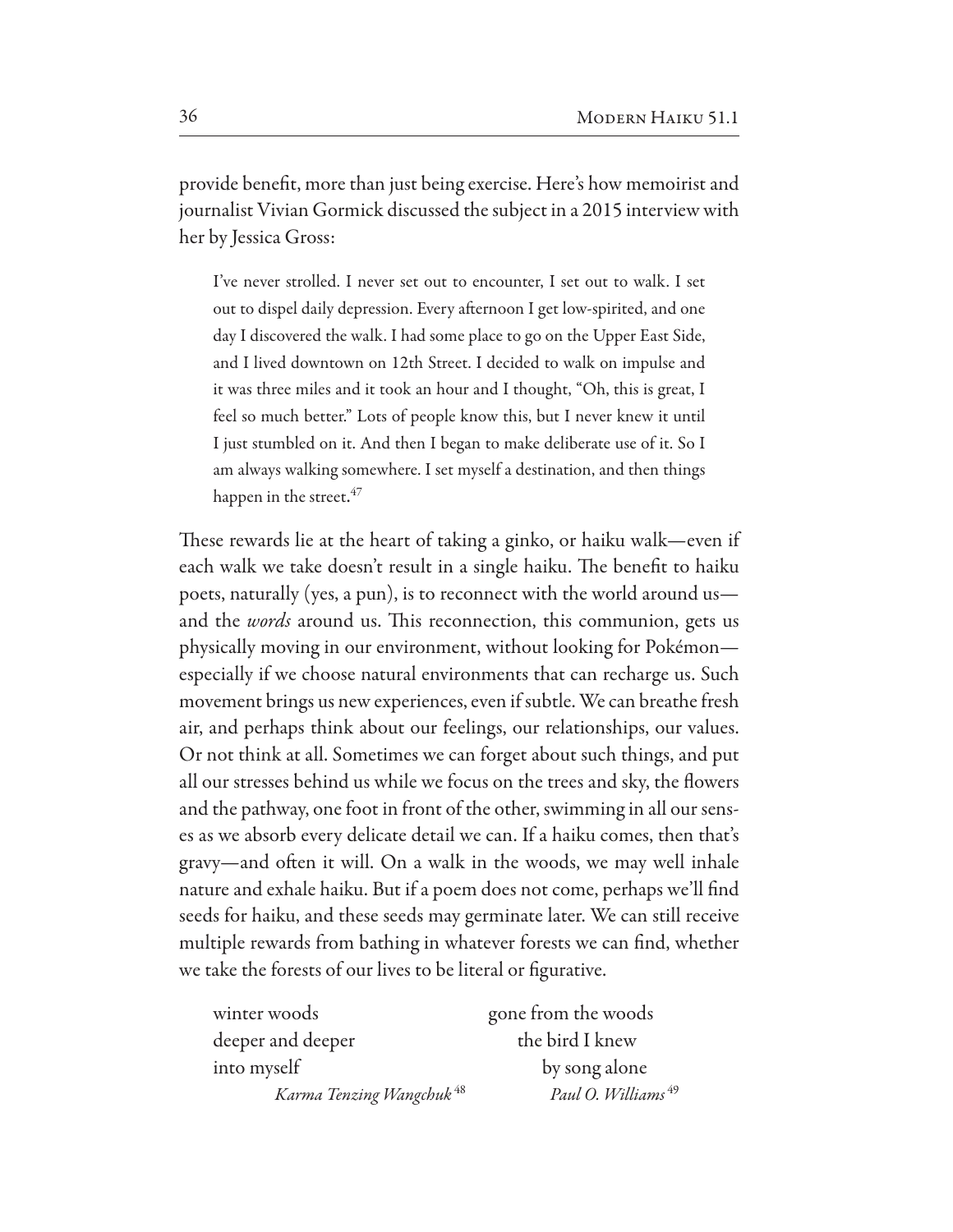provide benefit, more than just being exercise. Here's how memoirist and journalist Vivian Gormick discussed the subject in a 2015 interview with her by Jessica Gross:

> I've never strolled. I never set out to encounter, I set out to walk. I set out to dispel daily depression. Every afternoon I get low-spirited, and one day I discovered the walk. I had some place to go on the Upper East Side, and I lived downtown on 12th Street. I decided to walk on impulse and it was three miles and it took an hour and I thought, "Oh, this is great, I feel so much better." Lots of people know this, but I never knew it until I just stumbled on it. And then I began to make deliberate use of it. So I am always walking somewhere. I set myself a destination, and then things happen in the street.[47]

These rewards lie at the heart of taking a ginko, or haiku walk—even if each walk we take doesn't result in a single haiku. The benefit to haiku poets, naturally (yes, a pun), is to reconnect with the world around us—and the *words* around us. This reconnection, this communion, gets us physically moving in our environment, without looking for Pokémon—especially if we choose natural environments that can recharge us. Such movement brings us new experiences, even if subtle. We can breathe fresh air, and perhaps think about our feelings, our relationships, our values. Or not think at all. Sometimes we can forget about such things, and put all our stresses behind us while we focus on the trees and sky, the flowers and the pathway, one foot in front of the other, swimming in all our senses as we absorb every delicate detail we can. If a haiku comes, then that's gravy—and often it will. On a walk in the woods, we may well inhale nature and exhale haiku. But if a poem does not come, perhaps we'll find seeds for haiku, and these seeds may germinate later. We can still receive multiple rewards from bathing in whatever forests we can find, whether we take the forests of our lives to be literal or figurative.

winter woods
deeper and deeper
into myself

*Karma Tenzing Wangchuk*[48]

gone from the woods
the bird I knew
by song alone

*Paul O. Williams*[49]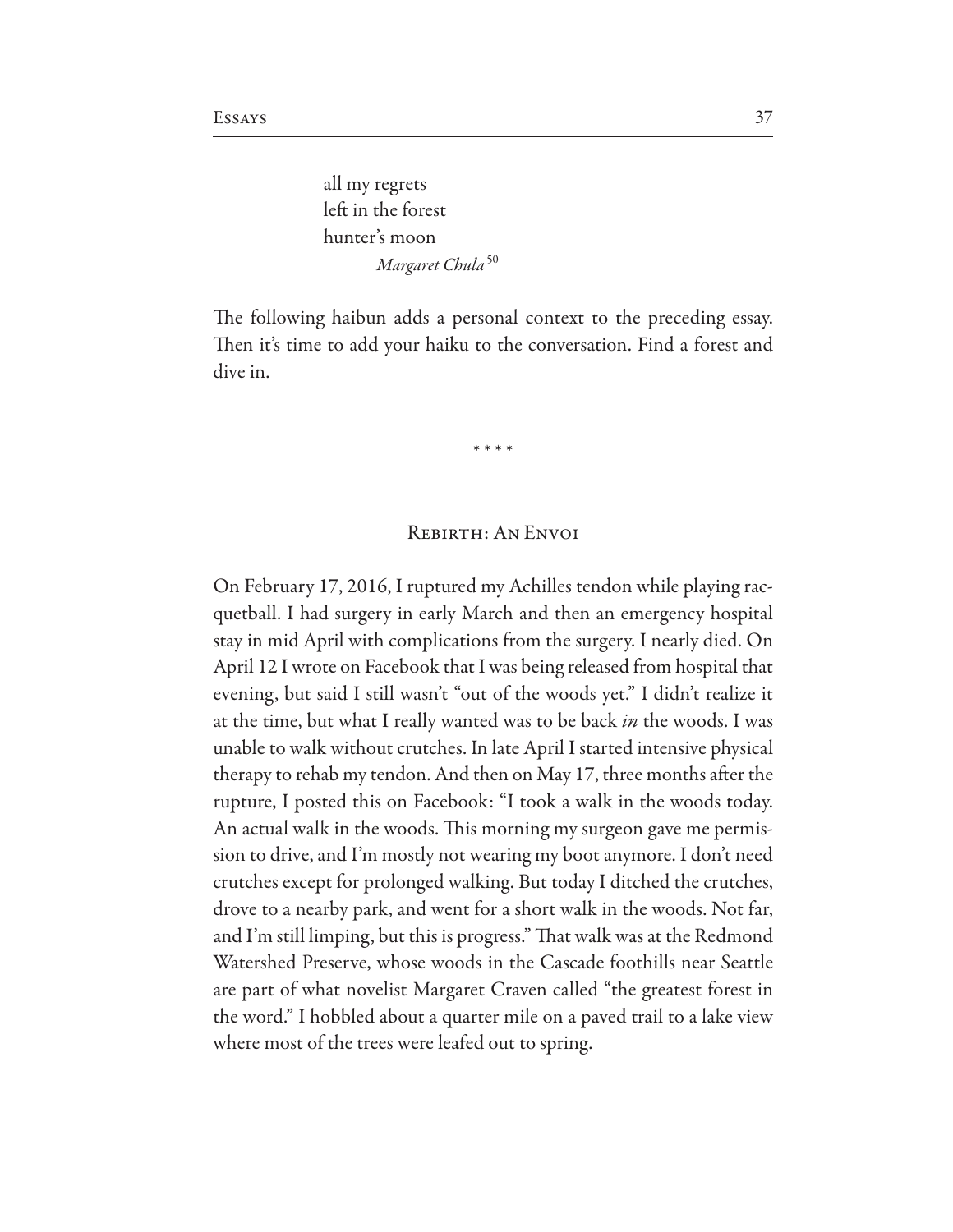all my regrets  
left in the forest  
hunter's moon  
*Margaret Chula*[50]

The following haibun adds a personal context to the preceding essay. Then it's time to add your haiku to the conversation. Find a forest and dive in.

\* \* \* \*

## Rebirth: An Envoi

On February 17, 2016, I ruptured my Achilles tendon while playing racquetball. I had surgery in early March and then an emergency hospital stay in mid April with complications from the surgery. I nearly died. On April 12 I wrote on Facebook that I was being released from hospital that evening, but said I still wasn't "out of the woods yet." I didn't realize it at the time, but what I really wanted was to be back *in* the woods. I was unable to walk without crutches. In late April I started intensive physical therapy to rehab my tendon. And then on May 17, three months after the rupture, I posted this on Facebook: "I took a walk in the woods today. An actual walk in the woods. This morning my surgeon gave me permission to drive, and I'm mostly not wearing my boot anymore. I don't need crutches except for prolonged walking. But today I ditched the crutches, drove to a nearby park, and went for a short walk in the woods. Not far, and I'm still limping, but this is progress." That walk was at the Redmond Watershed Preserve, whose woods in the Cascade foothills near Seattle are part of what novelist Margaret Craven called "the greatest forest in the word." I hobbled about a quarter mile on a paved trail to a lake view where most of the trees were leafed out to spring.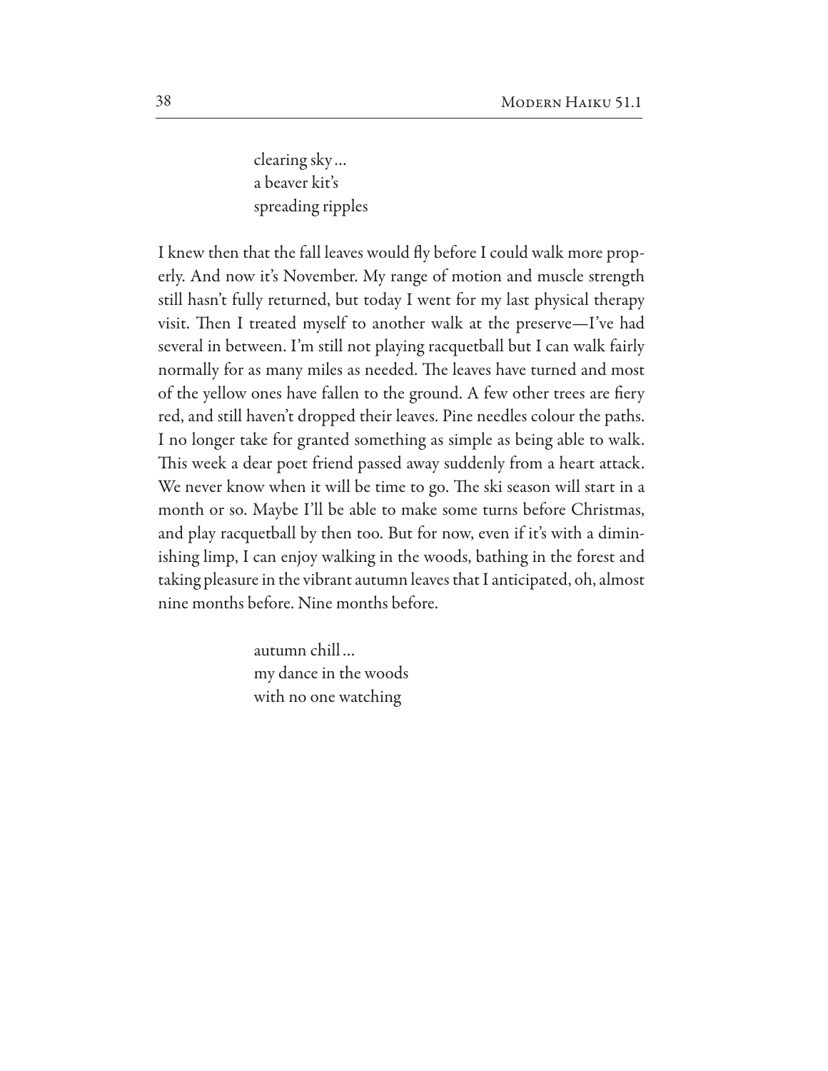clearing sky …  
a beaver kit's  
spreading ripples

I knew then that the fall leaves would fly before I could walk more properly. And now it's November. My range of motion and muscle strength still hasn't fully returned, but today I went for my last physical therapy visit. Then I treated myself to another walk at the preserve—I've had several in between. I'm still not playing racquetball but I can walk fairly normally for as many miles as needed. The leaves have turned and most of the yellow ones have fallen to the ground. A few other trees are fiery red, and still haven't dropped their leaves. Pine needles colour the paths. I no longer take for granted something as simple as being able to walk. This week a dear poet friend passed away suddenly from a heart attack. We never know when it will be time to go. The ski season will start in a month or so. Maybe I'll be able to make some turns before Christmas, and play racquetball by then too. But for now, even if it's with a diminishing limp, I can enjoy walking in the woods, bathing in the forest and taking pleasure in the vibrant autumn leaves that I anticipated, oh, almost nine months before. Nine months before.

autumn chill …  
my dance in the woods  
with no one watching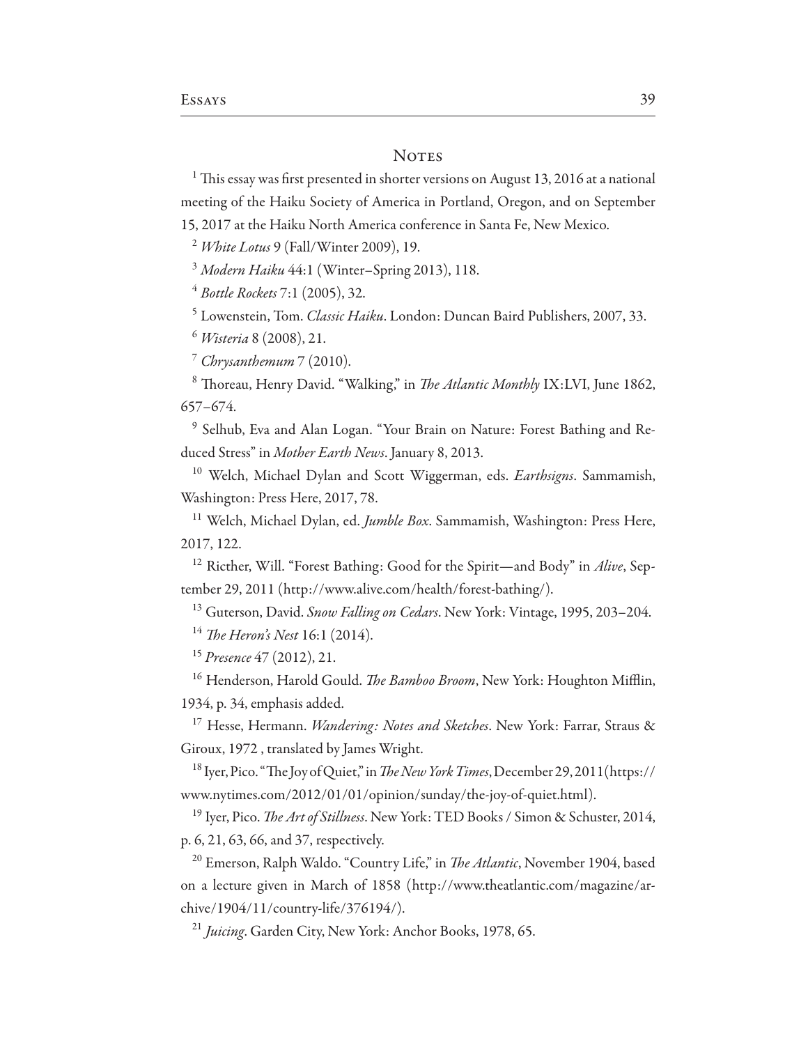## Notes

[1] This essay was first presented in shorter versions on August 13, 2016 at a national meeting of the Haiku Society of America in Portland, Oregon, and on September 15, 2017 at the Haiku North America conference in Santa Fe, New Mexico.

[2] *White Lotus* 9 (Fall/Winter 2009), 19.

[3] *Modern Haiku* 44:1 (Winter–Spring 2013), 118.

[4] *Bottle Rockets* 7:1 (2005), 32.

[5] Lowenstein, Tom. *Classic Haiku*. London: Duncan Baird Publishers, 2007, 33.

[6] *Wisteria* 8 (2008), 21.

[7] *Chrysanthemum* 7 (2010).

[8] Thoreau, Henry David. "Walking," in *The Atlantic Monthly* IX:LVI, June 1862, 657–674.

[9] Selhub, Eva and Alan Logan. "Your Brain on Nature: Forest Bathing and Reduced Stress" in *Mother Earth News*. January 8, 2013.

[10] Welch, Michael Dylan and Scott Wiggerman, eds. *Earthsigns*. Sammamish, Washington: Press Here, 2017, 78.

[11] Welch, Michael Dylan, ed. *Jumble Box*. Sammamish, Washington: Press Here, 2017, 122.

[12] Ricther, Will. "Forest Bathing: Good for the Spirit—and Body" in *Alive*, September 29, 2011 (http://www.alive.com/health/forest-bathing/).

[13] Guterson, David. *Snow Falling on Cedars*. New York: Vintage, 1995, 203–204.

[14] *The Heron's Nest* 16:1 (2014).

[15] *Presence* 47 (2012), 21.

[16] Henderson, Harold Gould. *The Bamboo Broom*, New York: Houghton Mifflin, 1934, p. 34, emphasis added.

[17] Hesse, Hermann. *Wandering: Notes and Sketches*. New York: Farrar, Straus & Giroux, 1972 , translated by James Wright.

[18] Iyer, Pico. "The Joy of Quiet," in *The New York Times*, December 29, 2011 (https://www.nytimes.com/2012/01/01/opinion/sunday/the-joy-of-quiet.html).

[19] Iyer, Pico. *The Art of Stillness*. New York: TED Books / Simon & Schuster, 2014, p. 6, 21, 63, 66, and 37, respectively.

[20] Emerson, Ralph Waldo. "Country Life," in *The Atlantic*, November 1904, based on a lecture given in March of 1858 (http://www.theatlantic.com/magazine/archive/1904/11/country-life/376194/).

[21] *Juicing*. Garden City, New York: Anchor Books, 1978, 65.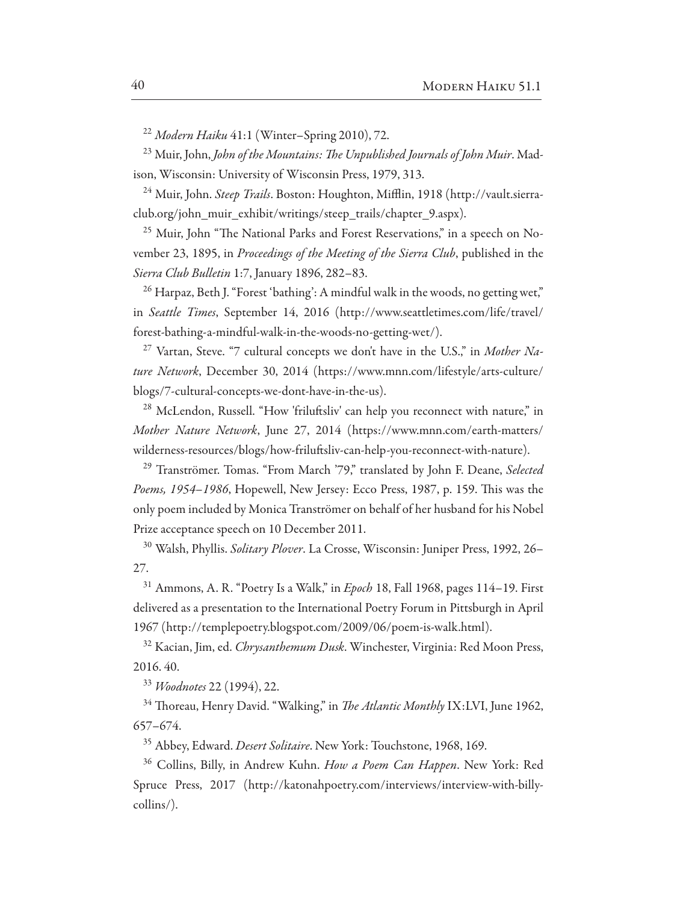[22] *Modern Haiku* 41:1 (Winter–Spring 2010), 72.

[23] Muir, John, *John of the Mountains: The Unpublished Journals of John Muir*. Madison, Wisconsin: University of Wisconsin Press, 1979, 313.

[24] Muir, John. *Steep Trails*. Boston: Houghton, Mifflin, 1918 (http://vault.sierraclub.org/john_muir_exhibit/writings/steep_trails/chapter_9.aspx).

[25] Muir, John "The National Parks and Forest Reservations," in a speech on November 23, 1895, in *Proceedings of the Meeting of the Sierra Club*, published in the *Sierra Club Bulletin* 1:7, January 1896, 282–83.

[26] Harpaz, Beth J. "Forest 'bathing': A mindful walk in the woods, no getting wet," in *Seattle Times*, September 14, 2016 (http://www.seattletimes.com/life/travel/forest-bathing-a-mindful-walk-in-the-woods-no-getting-wet/).

[27] Vartan, Steve. "7 cultural concepts we don't have in the U.S.," in *Mother Nature Network*, December 30, 2014 (https://www.mnn.com/lifestyle/arts-culture/blogs/7-cultural-concepts-we-dont-have-in-the-us).

[28] McLendon, Russell. "How 'friluftsliv' can help you reconnect with nature," in *Mother Nature Network*, June 27, 2014 (https://www.mnn.com/earth-matters/wilderness-resources/blogs/how-friluftsliv-can-help-you-reconnect-with-nature).

[29] Tranströmer. Tomas. "From March '79," translated by John F. Deane, *Selected Poems, 1954–1986*, Hopewell, New Jersey: Ecco Press, 1987, p. 159. This was the only poem included by Monica Tranströmer on behalf of her husband for his Nobel Prize acceptance speech on 10 December 2011.

[30] Walsh, Phyllis. *Solitary Plover*. La Crosse, Wisconsin: Juniper Press, 1992, 26–27.

[31] Ammons, A. R. "Poetry Is a Walk," in *Epoch* 18, Fall 1968, pages 114–19. First delivered as a presentation to the International Poetry Forum in Pittsburgh in April 1967 (http://templepoetry.blogspot.com/2009/06/poem-is-walk.html).

[32] Kacian, Jim, ed. *Chrysanthemum Dusk*. Winchester, Virginia: Red Moon Press, 2016. 40.

[33] *Woodnotes* 22 (1994), 22.

[34] Thoreau, Henry David. "Walking," in *The Atlantic Monthly* IX:LVI, June 1962, 657–674.

[35] Abbey, Edward. *Desert Solitaire*. New York: Touchstone, 1968, 169.

[36] Collins, Billy, in Andrew Kuhn. *How a Poem Can Happen*. New York: Red Spruce Press, 2017 (http://katonahpoetry.com/interviews/interview-with-billy-collins/).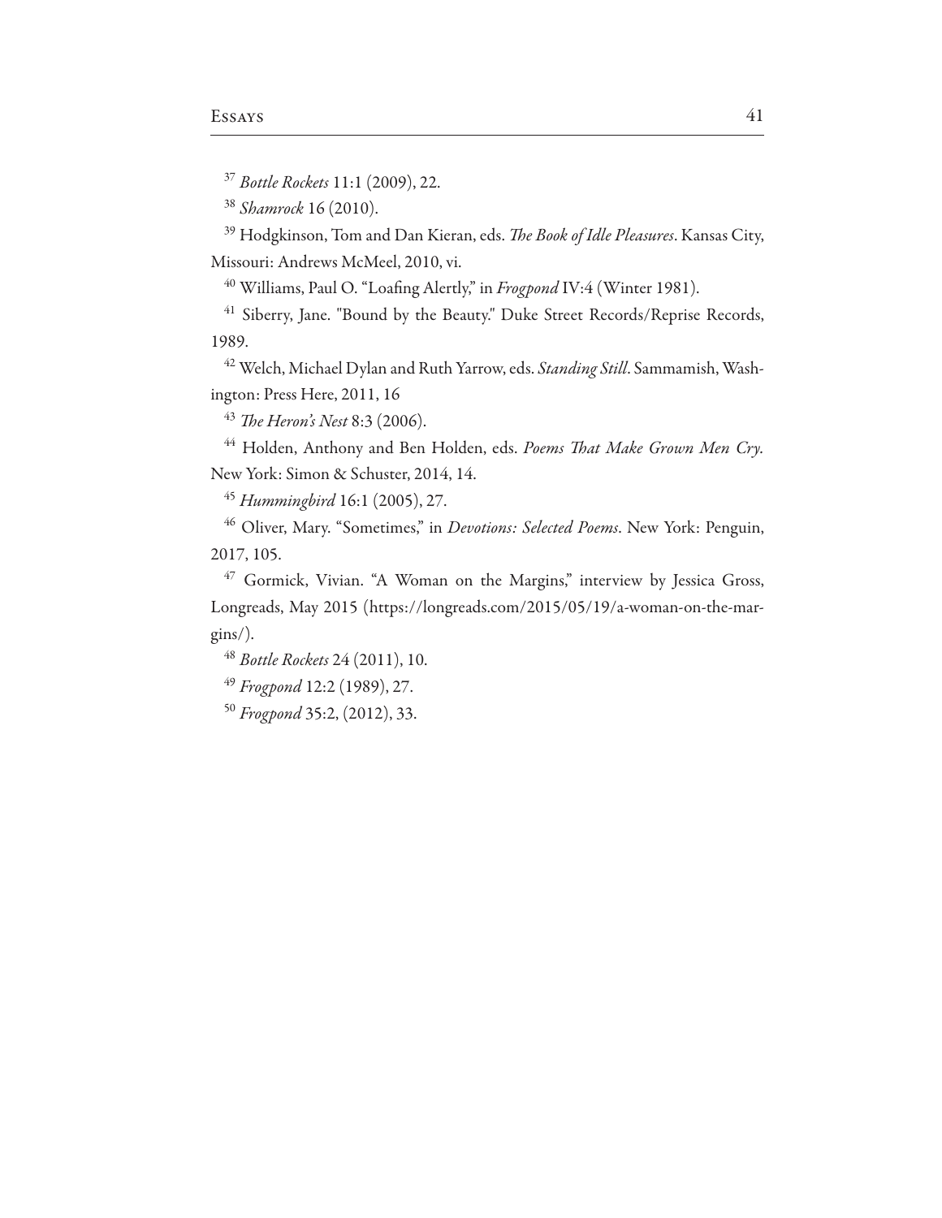[37] *Bottle Rockets* 11:1 (2009), 22.

[38] *Shamrock* 16 (2010).

[39] Hodgkinson, Tom and Dan Kieran, eds. *The Book of Idle Pleasures*. Kansas City, Missouri: Andrews McMeel, 2010, vi.

[40] Williams, Paul O. "Loafing Alertly," in *Frogpond* IV:4 (Winter 1981).

[41] Siberry, Jane. "Bound by the Beauty." Duke Street Records/Reprise Records, 1989.

[42] Welch, Michael Dylan and Ruth Yarrow, eds. *Standing Still*. Sammamish, Washington: Press Here, 2011, 16

[43] *The Heron's Nest* 8:3 (2006).

[44] Holden, Anthony and Ben Holden, eds. *Poems That Make Grown Men Cry.* New York: Simon & Schuster, 2014, 14.

[45] *Hummingbird* 16:1 (2005), 27.

[46] Oliver, Mary. "Sometimes," in *Devotions: Selected Poems*. New York: Penguin, 2017, 105.

[47] Gormick, Vivian. "A Woman on the Margins," interview by Jessica Gross, Longreads, May 2015 (https://longreads.com/2015/05/19/a-woman-on-the-margins/).

[48] *Bottle Rockets* 24 (2011), 10.

[49] *Frogpond* 12:2 (1989), 27.

[50] *Frogpond* 35:2, (2012), 33.